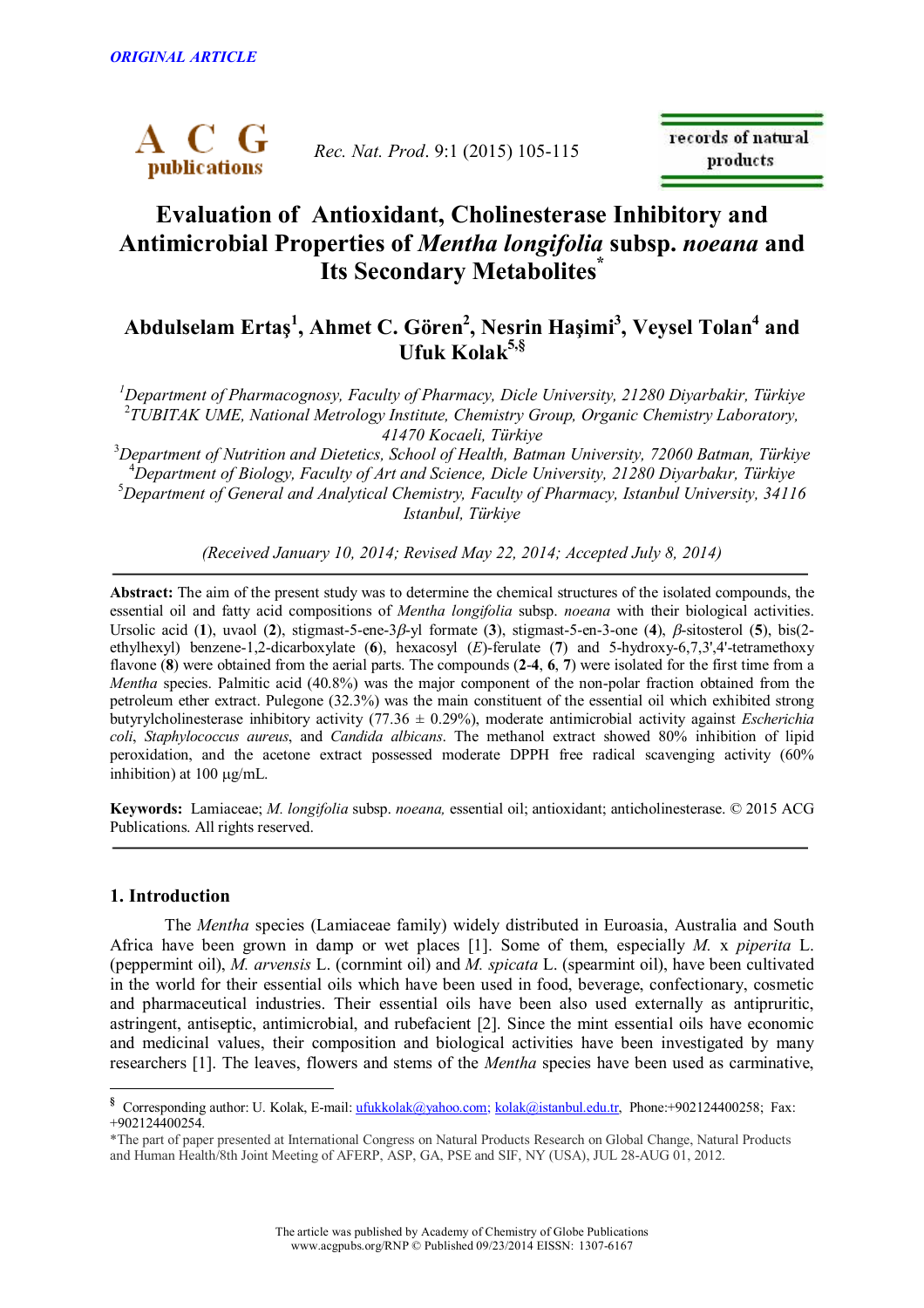*ORIGINAL ARTICLE*

# Evaluation of Antioxidant, Cholinesterase Inhibitory and Antimicrobial Properties of *Mentha longifolia* subsp. *noeana* and Its Secondary Metabolites*

**Abdulselam Ertaş[1], Ahmet C. Gören[2], Nesrin Haşimi[3], Veysel Tolan[4] and Ufuk Kolak[5,§]**

[1]*Department of Pharmacognosy, Faculty of Pharmacy, Dicle University, 21280 Diyarbakir, Türkiye*
[2]*TUBITAK UME, National Metrology Institute, Chemistry Group, Organic Chemistry Laboratory, 41470 Kocaeli, Türkiye*
[3]*Department of Nutrition and Dietetics, School of Health, Batman University, 72060 Batman, Türkiye*
[4]*Department of Biology, Faculty of Art and Science, Dicle University, 21280 Diyarbakır, Türkiye*
[5]*Department of General and Analytical Chemistry, Faculty of Pharmacy, Istanbul University, 34116 Istanbul, Türkiye*

*(Received January 10, 2014; Revised May 22, 2014; Accepted July 8, 2014)*

**Abstract:** The aim of the present study was to determine the chemical structures of the isolated compounds, the essential oil and fatty acid compositions of *Mentha longifolia* subsp. *noeana* with their biological activities. Ursolic acid (**1**), uvaol (**2**), stigmast-5-ene-3$\beta$-yl formate (**3**), stigmast-5-en-3-one (**4**), $\beta$-sitosterol (**5**), bis(2-ethylhexyl) benzene-1,2-dicarboxylate (**6**), hexacosyl (*E*)-ferulate (**7**) and 5-hydroxy-6,7,3',4'-tetramethoxy flavone (**8**) were obtained from the aerial parts. The compounds (**2**-**4**, **6**, **7**) were isolated for the first time from a *Mentha* species. Palmitic acid (40.8%) was the major component of the non-polar fraction obtained from the petroleum ether extract. Pulegone (32.3%) was the main constituent of the essential oil which exhibited strong butyrylcholinesterase inhibitory activity (77.36 ± 0.29%), moderate antimicrobial activity against *Escherichia coli*, *Staphylococcus aureus*, and *Candida albicans*. The methanol extract showed 80% inhibition of lipid peroxidation, and the acetone extract possessed moderate DPPH free radical scavenging activity (60% inhibition) at 100 µg/mL.

**Keywords:** Lamiaceae; *M. longifolia* subsp. *noeana,* essential oil; antioxidant; anticholinesterase. © 2015 ACG Publications. All rights reserved.

## 1. Introduction

The *Mentha* species (Lamiaceae family) widely distributed in Euroasia, Australia and South Africa have been grown in damp or wet places [1]. Some of them, especially *M.* x *piperita* L. (peppermint oil), *M. arvensis* L. (cornmint oil) and *M. spicata* L. (spearmint oil), have been cultivated in the world for their essential oils which have been used in food, beverage, confectionary, cosmetic and pharmaceutical industries. Their essential oils have been also used externally as antipruritic, astringent, antiseptic, antimicrobial, and rubefacient [2]. Since the mint essential oils have economic and medicinal values, their composition and biological activities have been investigated by many researchers [1]. The leaves, flowers and stems of the *Mentha* species have been used as carminative,

---

§ Corresponding author: U. Kolak, E-mail: ufukkolak@yahoo.com; kolak@istanbul.edu.tr, Phone:+902124400258; Fax: +902124400254.

*The part of paper presented at International Congress on Natural Products Research on Global Change, Natural Products and Human Health/8th Joint Meeting of AFERP, ASP, GA, PSE and SIF, NY (USA), JUL 28-AUG 01, 2012.

The article was published by Academy of Chemistry of Globe Publications
www.acgpubs.org/RNP © Published 09/23/2014 EISSN: 1307-6167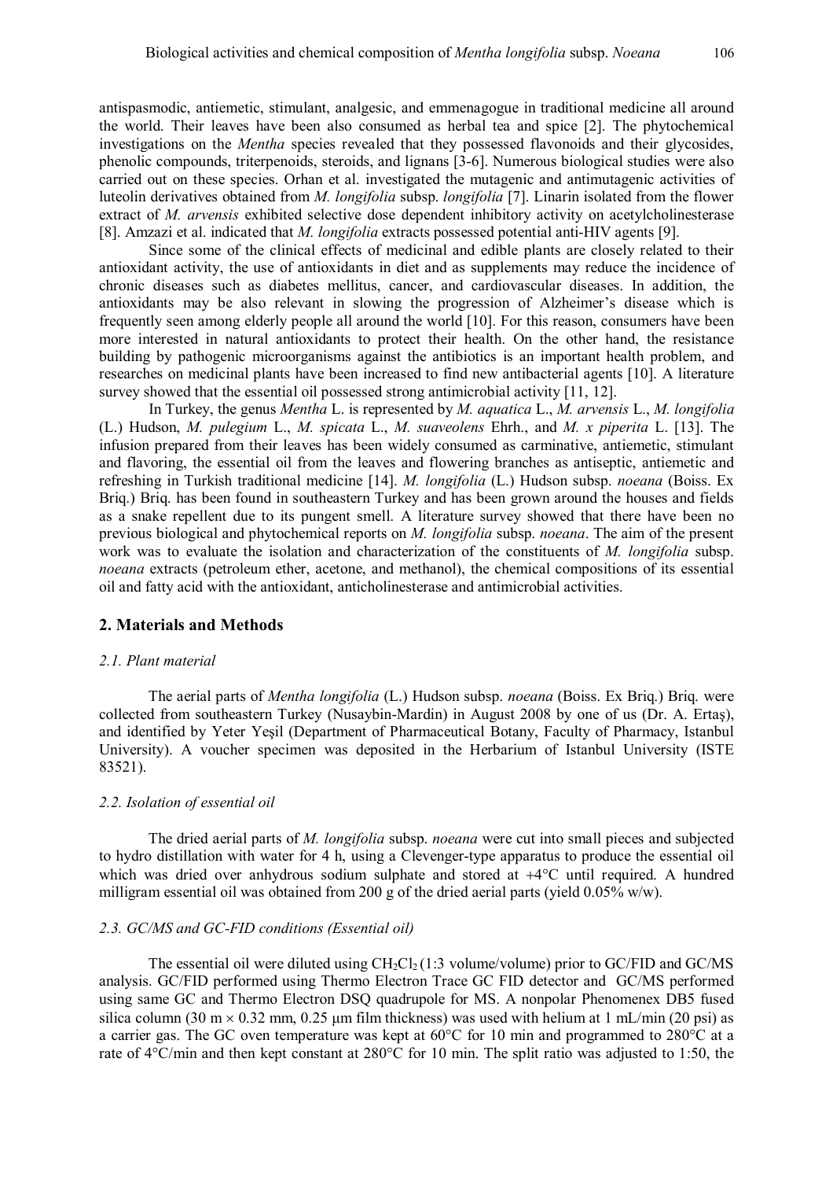antispasmodic, antiemetic, stimulant, analgesic, and emmenagogue in traditional medicine all around the world. Their leaves have been also consumed as herbal tea and spice [2]. The phytochemical investigations on the *Mentha* species revealed that they possessed flavonoids and their glycosides, phenolic compounds, triterpenoids, steroids, and lignans [3-6]. Numerous biological studies were also carried out on these species. Orhan et al. investigated the mutagenic and antimutagenic activities of luteolin derivatives obtained from *M. longifolia* subsp. *longifolia* [7]. Linarin isolated from the flower extract of *M. arvensis* exhibited selective dose dependent inhibitory activity on acetylcholinesterase [8]. Amzazi et al. indicated that *M. longifolia* extracts possessed potential anti-HIV agents [9].

Since some of the clinical effects of medicinal and edible plants are closely related to their antioxidant activity, the use of antioxidants in diet and as supplements may reduce the incidence of chronic diseases such as diabetes mellitus, cancer, and cardiovascular diseases. In addition, the antioxidants may be also relevant in slowing the progression of Alzheimer's disease which is frequently seen among elderly people all around the world [10]. For this reason, consumers have been more interested in natural antioxidants to protect their health. On the other hand, the resistance building by pathogenic microorganisms against the antibiotics is an important health problem, and researches on medicinal plants have been increased to find new antibacterial agents [10]. A literature survey showed that the essential oil possessed strong antimicrobial activity [11, 12].

In Turkey, the genus *Mentha* L. is represented by *M. aquatica* L., *M. arvensis* L., *M. longifolia* (L.) Hudson, *M. pulegium* L., *M. spicata* L., *M. suaveolens* Ehrh., and *M. x piperita* L. [13]. The infusion prepared from their leaves has been widely consumed as carminative, antiemetic, stimulant and flavoring, the essential oil from the leaves and flowering branches as antiseptic, antiemetic and refreshing in Turkish traditional medicine [14]. *M. longifolia* (L.) Hudson subsp. *noeana* (Boiss. Ex Briq.) Briq. has been found in southeastern Turkey and has been grown around the houses and fields as a snake repellent due to its pungent smell. A literature survey showed that there have been no previous biological and phytochemical reports on *M. longifolia* subsp. *noeana*. The aim of the present work was to evaluate the isolation and characterization of the constituents of *M. longifolia* subsp. *noeana* extracts (petroleum ether, acetone, and methanol), the chemical compositions of its essential oil and fatty acid with the antioxidant, anticholinesterase and antimicrobial activities.

## 2. Materials and Methods

### *2.1. Plant material*

The aerial parts of *Mentha longifolia* (L.) Hudson subsp. *noeana* (Boiss. Ex Briq.) Briq. were collected from southeastern Turkey (Nusaybin-Mardin) in August 2008 by one of us (Dr. A. Ertaş), and identified by Yeter Yeşil (Department of Pharmaceutical Botany, Faculty of Pharmacy, Istanbul University). A voucher specimen was deposited in the Herbarium of Istanbul University (ISTE 83521).

### *2.2. Isolation of essential oil*

The dried aerial parts of *M. longifolia* subsp. *noeana* were cut into small pieces and subjected to hydro distillation with water for 4 h, using a Clevenger-type apparatus to produce the essential oil which was dried over anhydrous sodium sulphate and stored at +4°C until required. A hundred milligram essential oil was obtained from 200 g of the dried aerial parts (yield 0.05% w/w).

### *2.3. GC/MS and GC-FID conditions (Essential oil)*

The essential oil were diluted using $CH_2Cl_2$ (1:3 volume/volume) prior to GC/FID and GC/MS analysis. GC/FID performed using Thermo Electron Trace GC FID detector and GC/MS performed using same GC and Thermo Electron DSQ quadrupole for MS. A nonpolar Phenomenex DB5 fused silica column (30 m × 0.32 mm, 0.25 μm film thickness) was used with helium at 1 mL/min (20 psi) as a carrier gas. The GC oven temperature was kept at 60°C for 10 min and programmed to 280°C at a rate of 4°C/min and then kept constant at 280°C for 10 min. The split ratio was adjusted to 1:50, the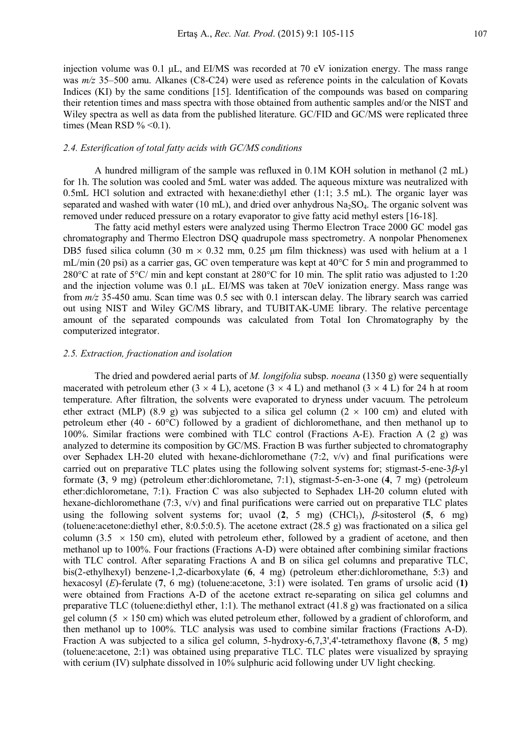injection volume was 0.1 μL, and EI/MS was recorded at 70 eV ionization energy. The mass range was *m/z* 35–500 amu. Alkanes (C8-C24) were used as reference points in the calculation of Kovats Indices (KI) by the same conditions [15]. Identification of the compounds was based on comparing their retention times and mass spectra with those obtained from authentic samples and/or the NIST and Wiley spectra as well as data from the published literature. GC/FID and GC/MS were replicated three times (Mean RSD % <0.1).

### *2.4. Esterification of total fatty acids with GC/MS conditions*

A hundred milligram of the sample was refluxed in 0.1M KOH solution in methanol (2 mL) for 1h. The solution was cooled and 5mL water was added. The aqueous mixture was neutralized with 0.5mL HCl solution and extracted with hexane:diethyl ether (1:1; 3.5 mL). The organic layer was separated and washed with water (10 mL), and dried over anhydrous $Na_2SO_4$. The organic solvent was removed under reduced pressure on a rotary evaporator to give fatty acid methyl esters [16-18].

The fatty acid methyl esters were analyzed using Thermo Electron Trace 2000 GC model gas chromatography and Thermo Electron DSQ quadrupole mass spectrometry. A nonpolar Phenomenex DB5 fused silica column (30 m × 0.32 mm, 0.25 μm film thickness) was used with helium at a 1 mL/min (20 psi) as a carrier gas, GC oven temperature was kept at 40°C for 5 min and programmed to 280°C at rate of 5°C/ min and kept constant at 280°C for 10 min. The split ratio was adjusted to 1:20 and the injection volume was 0.1 μL. EI/MS was taken at 70eV ionization energy. Mass range was from *m/z* 35-450 amu. Scan time was 0.5 sec with 0.1 interscan delay. The library search was carried out using NIST and Wiley GC/MS library, and TUBITAK-UME library. The relative percentage amount of the separated compounds was calculated from Total Ion Chromatography by the computerized integrator.

### *2.5. Extraction, fractionation and isolation*

The dried and powdered aerial parts of *M. longifolia* subsp. *noeana* (1350 g) were sequentially macerated with petroleum ether (3 × 4 L), acetone (3 × 4 L) and methanol (3 × 4 L) for 24 h at room temperature. After filtration, the solvents were evaporated to dryness under vacuum. The petroleum ether extract (MLP) (8.9 g) was subjected to a silica gel column (2 × 100 cm) and eluted with petroleum ether (40 - 60°C) followed by a gradient of dichloromethane, and then methanol up to 100%. Similar fractions were combined with TLC control (Fractions A-E). Fraction A (2 g) was analyzed to determine its composition by GC/MS. Fraction B was further subjected to chromatography over Sephadex LH-20 eluted with hexane-dichloromethane (7:2, v/v) and final purifications were carried out on preparative TLC plates using the following solvent systems for; stigmast-5-ene-3*β*-yl formate (**3**, 9 mg) (petroleum ether:dichlorometane, 7:1), stigmast-5-en-3-one (**4**, 7 mg) (petroleum ether:dichlorometane, 7:1). Fraction C was also subjected to Sephadex LH-20 column eluted with hexane-dichloromethane (7:3, v/v) and final purifications were carried out on preparative TLC plates using the following solvent systems for; uvaol (**2**, 5 mg) ($CHCl_3$), *β*-sitosterol (**5**, 6 mg) (toluene:acetone:diethyl ether, 8:0.5:0.5). The acetone extract (28.5 g) was fractionated on a silica gel column (3.5 × 150 cm), eluted with petroleum ether, followed by a gradient of acetone, and then methanol up to 100%. Four fractions (Fractions A-D) were obtained after combining similar fractions with TLC control. After separating Fractions A and B on silica gel columns and preparative TLC, bis(2-ethylhexyl) benzene-1,2-dicarboxylate (**6**, 4 mg) (petroleum ether:dichloromethane, 5:3) and hexacosyl (*E*)-ferulate (**7**, 6 mg) (toluene:acetone, 3:1) were isolated. Ten grams of ursolic acid (**1**) were obtained from Fractions A-D of the acetone extract re-separating on silica gel columns and preparative TLC (toluene:diethyl ether, 1:1). The methanol extract (41.8 g) was fractionated on a silica gel column (5 × 150 cm) which was eluted petroleum ether, followed by a gradient of chloroform, and then methanol up to 100%. TLC analysis was used to combine similar fractions (Fractions A-D). Fraction A was subjected to a silica gel column, 5-hydroxy-6,7,3',4'-tetramethoxy flavone (**8**, 5 mg) (toluene:acetone, 2:1) was obtained using preparative TLC. TLC plates were visualized by spraying with cerium (IV) sulphate dissolved in 10% sulphuric acid following under UV light checking.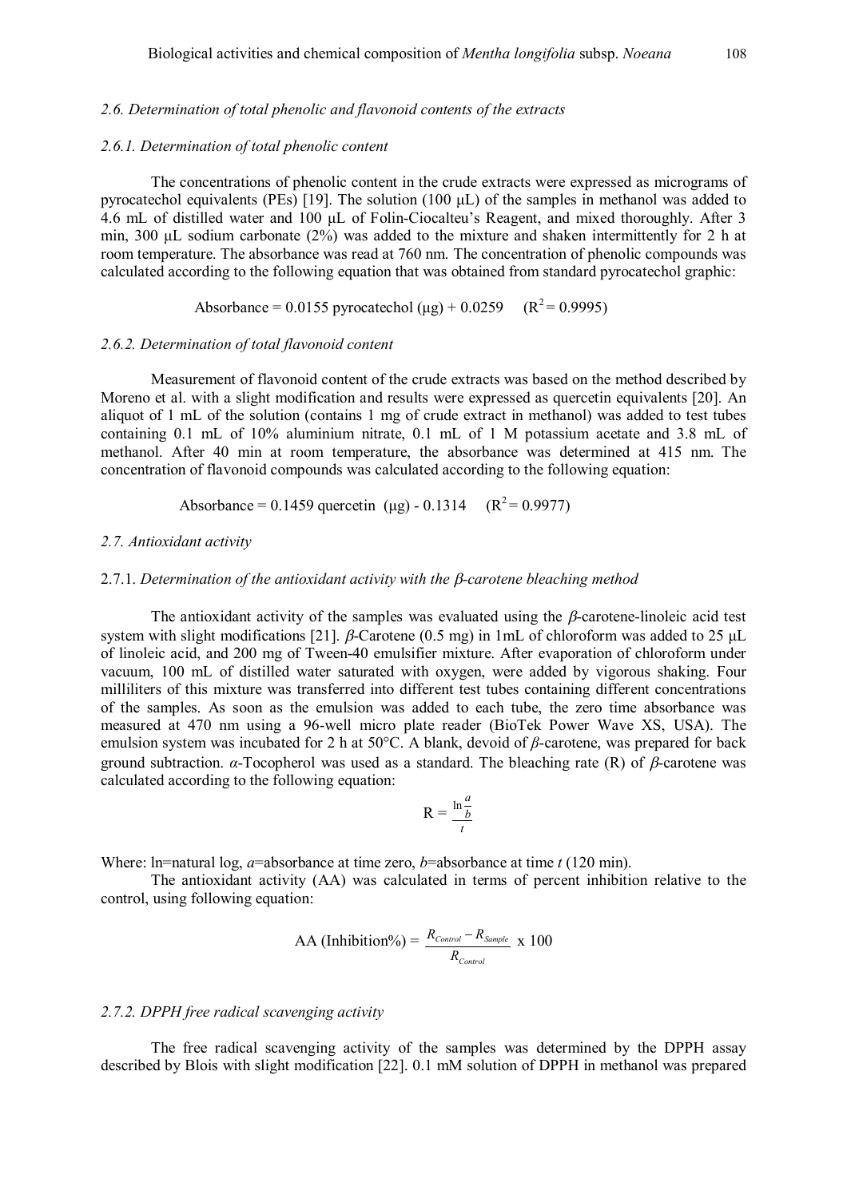### *2.6. Determination of total phenolic and flavonoid contents of the extracts*

#### *2.6.1. Determination of total phenolic content*

The concentrations of phenolic content in the crude extracts were expressed as micrograms of pyrocatechol equivalents (PEs) [19]. The solution (100 µL) of the samples in methanol was added to 4.6 mL of distilled water and 100 µL of Folin-Ciocalteu's Reagent, and mixed thoroughly. After 3 min, 300 µL sodium carbonate (2%) was added to the mixture and shaken intermittently for 2 h at room temperature. The absorbance was read at 760 nm. The concentration of phenolic compounds was calculated according to the following equation that was obtained from standard pyrocatechol graphic:

$$\text{Absorbance} = 0.0155 \text{ pyrocatechol } (\mu g) + 0.0259 \quad (R^2 = 0.9995)$$

#### *2.6.2. Determination of total flavonoid content*

Measurement of flavonoid content of the crude extracts was based on the method described by Moreno et al. with a slight modification and results were expressed as quercetin equivalents [20]. An aliquot of 1 mL of the solution (contains 1 mg of crude extract in methanol) was added to test tubes containing 0.1 mL of 10% aluminium nitrate, 0.1 mL of 1 M potassium acetate and 3.8 mL of methanol. After 40 min at room temperature, the absorbance was determined at 415 nm. The concentration of flavonoid compounds was calculated according to the following equation:

$$\text{Absorbance} = 0.1459 \text{ quercetin } (\mu g) - 0.1314 \quad (R^2 = 0.9977)$$

### *2.7. Antioxidant activity*

#### 2.7.1. *Determination of the antioxidant activity with the β-carotene bleaching method*

The antioxidant activity of the samples was evaluated using the *β*-carotene-linoleic acid test system with slight modifications [21]. *β*-Carotene (0.5 mg) in 1mL of chloroform was added to 25 µL of linoleic acid, and 200 mg of Tween-40 emulsifier mixture. After evaporation of chloroform under vacuum, 100 mL of distilled water saturated with oxygen, were added by vigorous shaking. Four milliliters of this mixture was transferred into different test tubes containing different concentrations of the samples. As soon as the emulsion was added to each tube, the zero time absorbance was measured at 470 nm using a 96-well micro plate reader (BioTek Power Wave XS, USA). The emulsion system was incubated for 2 h at 50°C. A blank, devoid of *β*-carotene, was prepared for back ground subtraction. *α*-Tocopherol was used as a standard. The bleaching rate (R) of *β*-carotene was calculated according to the following equation:

$$R = \frac{\ln \frac{a}{b}}{t}$$

Where: ln=natural log, *a*=absorbance at time zero, *b*=absorbance at time *t* (120 min).

The antioxidant activity (AA) was calculated in terms of percent inhibition relative to the control, using following equation:

$$\text{AA (Inhibition\%)} = \frac{R_{Control} - R_{Sample}}{R_{Control}} \times 100$$

#### *2.7.2. DPPH free radical scavenging activity*

The free radical scavenging activity of the samples was determined by the DPPH assay described by Blois with slight modification [22]. 0.1 mM solution of DPPH in methanol was prepared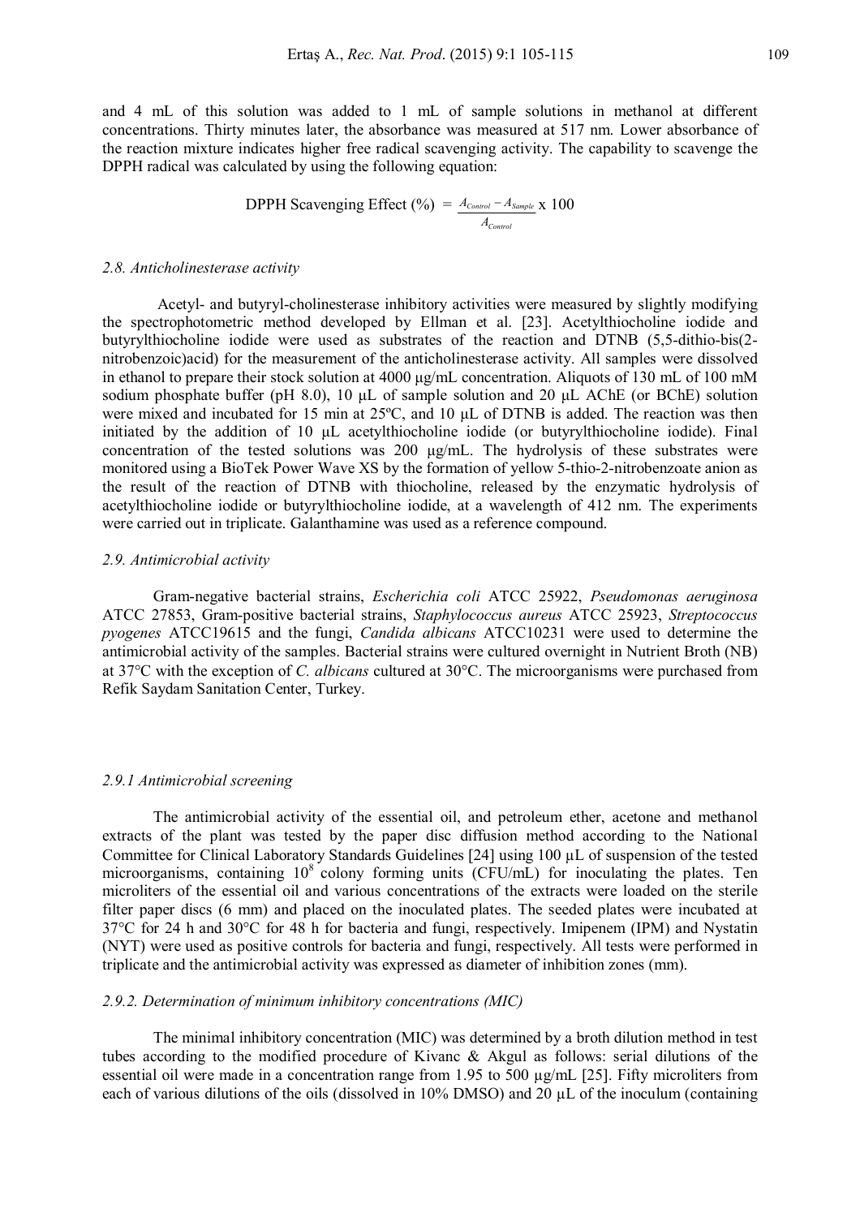and 4 mL of this solution was added to 1 mL of sample solutions in methanol at different concentrations. Thirty minutes later, the absorbance was measured at 517 nm. Lower absorbance of the reaction mixture indicates higher free radical scavenging activity. The capability to scavenge the DPPH radical was calculated by using the following equation:

$$\text{DPPH Scavenging Effect (\%)} = \frac{A_{Control} - A_{Sample}}{A_{Control}} \times 100$$

### *2.8. Anticholinesterase activity*

Acetyl- and butyryl-cholinesterase inhibitory activities were measured by slightly modifying the spectrophotometric method developed by Ellman et al. [23]. Acetylthiocholine iodide and butyrylthiocholine iodide were used as substrates of the reaction and DTNB (5,5-dithio-bis(2-nitrobenzoic)acid) for the measurement of the anticholinesterase activity. All samples were dissolved in ethanol to prepare their stock solution at 4000 µg/mL concentration. Aliquots of 130 mL of 100 mM sodium phosphate buffer (pH 8.0), 10 µL of sample solution and 20 µL AChE (or BChE) solution were mixed and incubated for 15 min at 25ºC, and 10 µL of DTNB is added. The reaction was then initiated by the addition of 10 µL acetylthiocholine iodide (or butyrylthiocholine iodide). Final concentration of the tested solutions was 200 µg/mL. The hydrolysis of these substrates were monitored using a BioTek Power Wave XS by the formation of yellow 5-thio-2-nitrobenzoate anion as the result of the reaction of DTNB with thiocholine, released by the enzymatic hydrolysis of acetylthiocholine iodide or butyrylthiocholine iodide, at a wavelength of 412 nm. The experiments were carried out in triplicate. Galanthamine was used as a reference compound.

### *2.9. Antimicrobial activity*

Gram-negative bacterial strains, *Escherichia coli* ATCC 25922, *Pseudomonas aeruginosa* ATCC 27853, Gram-positive bacterial strains, *Staphylococcus aureus* ATCC 25923, *Streptococcus pyogenes* ATCC19615 and the fungi, *Candida albicans* ATCC10231 were used to determine the antimicrobial activity of the samples. Bacterial strains were cultured overnight in Nutrient Broth (NB) at 37°C with the exception of *C. albicans* cultured at 30°C. The microorganisms were purchased from Refik Saydam Sanitation Center, Turkey.

#### *2.9.1 Antimicrobial screening*

The antimicrobial activity of the essential oil, and petroleum ether, acetone and methanol extracts of the plant was tested by the paper disc diffusion method according to the National Committee for Clinical Laboratory Standards Guidelines [24] using 100 µL of suspension of the tested microorganisms, containing $10^8$ colony forming units (CFU/mL) for inoculating the plates. Ten microliters of the essential oil and various concentrations of the extracts were loaded on the sterile filter paper discs (6 mm) and placed on the inoculated plates. The seeded plates were incubated at 37°C for 24 h and 30°C for 48 h for bacteria and fungi, respectively. Imipenem (IPM) and Nystatin (NYT) were used as positive controls for bacteria and fungi, respectively. All tests were performed in triplicate and the antimicrobial activity was expressed as diameter of inhibition zones (mm).

#### *2.9.2. Determination of minimum inhibitory concentrations (MIC)*

The minimal inhibitory concentration (MIC) was determined by a broth dilution method in test tubes according to the modified procedure of Kivanc & Akgul as follows: serial dilutions of the essential oil were made in a concentration range from 1.95 to 500 µg/mL [25]. Fifty microliters from each of various dilutions of the oils (dissolved in 10% DMSO) and 20 µL of the inoculum (containing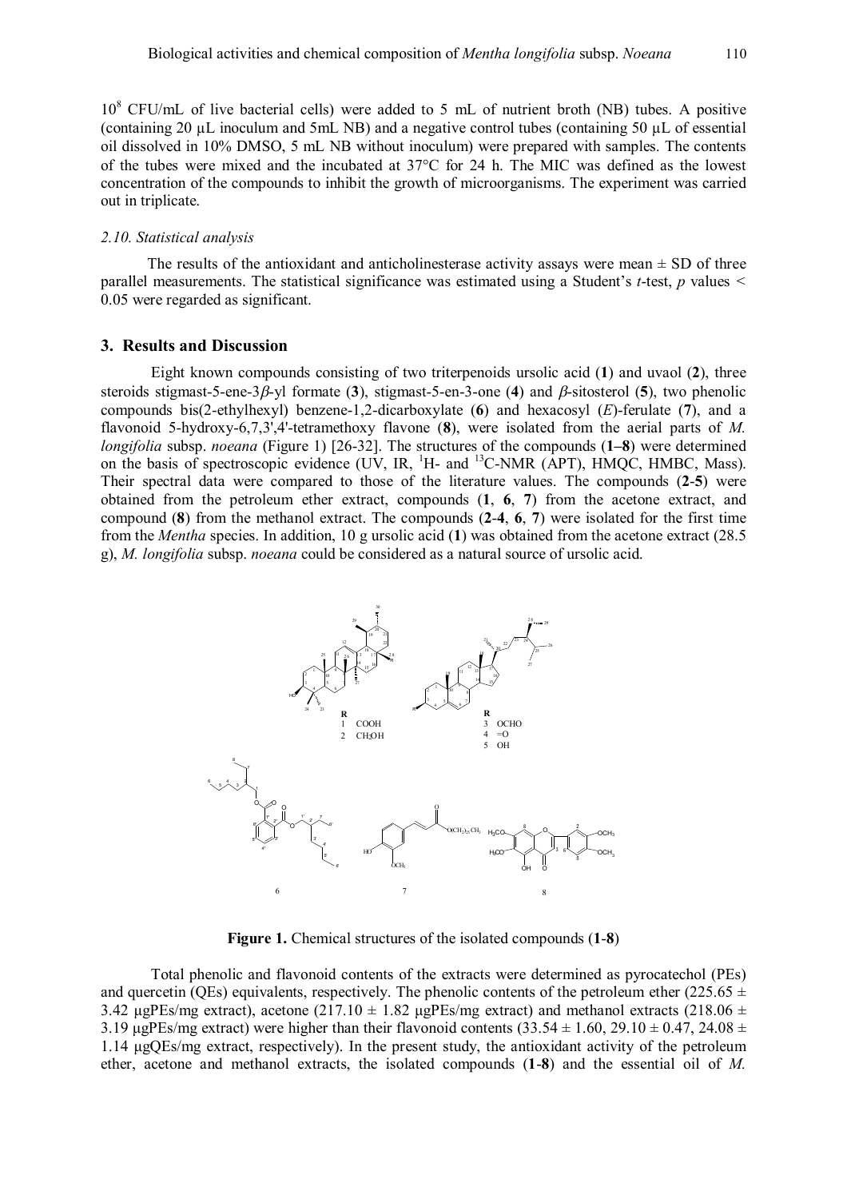$10^8$ CFU/mL of live bacterial cells) were added to 5 mL of nutrient broth (NB) tubes. A positive (containing 20 µL inoculum and 5mL NB) and a negative control tubes (containing 50 µL of essential oil dissolved in 10% DMSO, 5 mL NB without inoculum) were prepared with samples. The contents of the tubes were mixed and the incubated at 37°C for 24 h. The MIC was defined as the lowest concentration of the compounds to inhibit the growth of microorganisms. The experiment was carried out in triplicate.

### *2.10. Statistical analysis*

The results of the antioxidant and anticholinesterase activity assays were mean ± SD of three parallel measurements. The statistical significance was estimated using a Student's *t*-test, $p$ values $< 0.05$ were regarded as significant.

## 3. Results and Discussion

Eight known compounds consisting of two triterpenoids ursolic acid (**1**) and uvaol (**2**), three steroids stigmast-5-ene-3*β*-yl formate (**3**), stigmast-5-en-3-one (**4**) and *β*-sitosterol (**5**), two phenolic compounds bis(2-ethylhexyl) benzene-1,2-dicarboxylate (**6**) and hexacosyl (*E*)-ferulate (**7**), and a flavonoid 5-hydroxy-6,7,3',4'-tetramethoxy flavone (**8**), were isolated from the aerial parts of *M. longifolia* subsp. *noeana* (Figure 1) [26-32]. The structures of the compounds (**1–8**) were determined on the basis of spectroscopic evidence (UV, IR, $^1$H- and $^{13}$C-NMR (APT), HMQC, HMBC, Mass). Their spectral data were compared to those of the literature values. The compounds (**2**-**5**) were obtained from the petroleum ether extract, compounds (**1**, **6**, **7**) from the acetone extract, and compound (**8**) from the methanol extract. The compounds (**2**-**4**, **6**, **7**) were isolated for the first time from the *Mentha* species. In addition, 10 g ursolic acid (**1**) was obtained from the acetone extract (28.5 g), *M. longifolia* subsp. *noeana* could be considered as a natural source of ursolic acid.

**Figure 1.** Chemical structures of the isolated compounds (**1**-**8**)

Total phenolic and flavonoid contents of the extracts were determined as pyrocatechol (PEs) and quercetin (QEs) equivalents, respectively. The phenolic contents of the petroleum ether (225.65 ± 3.42 µgPEs/mg extract), acetone (217.10 ± 1.82 µgPEs/mg extract) and methanol extracts (218.06 ± 3.19 µgPEs/mg extract) were higher than their flavonoid contents (33.54 ± 1.60, 29.10 ± 0.47, 24.08 ± 1.14 µgQEs/mg extract, respectively). In the present study, the antioxidant activity of the petroleum ether, acetone and methanol extracts, the isolated compounds (**1**-**8**) and the essential oil of *M.*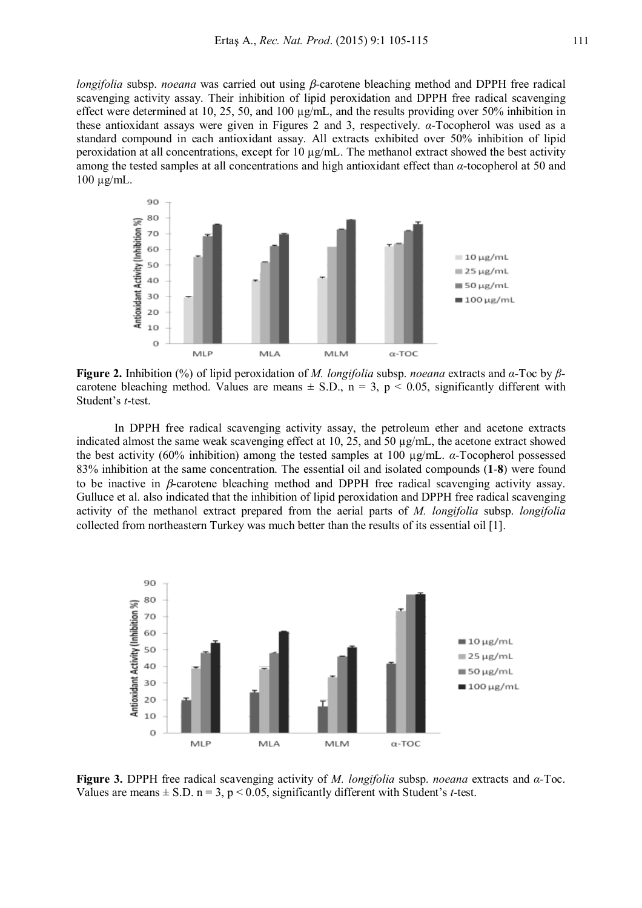*longifolia* subsp. *noeana* was carried out using $\beta$-carotene bleaching method and DPPH free radical scavenging activity assay. Their inhibition of lipid peroxidation and DPPH free radical scavenging effect were determined at 10, 25, 50, and 100 µg/mL, and the results providing over 50% inhibition in these antioxidant assays were given in Figures 2 and 3, respectively. $\alpha$-Tocopherol was used as a standard compound in each antioxidant assay. All extracts exhibited over 50% inhibition of lipid peroxidation at all concentrations, except for 10 µg/mL. The methanol extract showed the best activity among the tested samples at all concentrations and high antioxidant effect than $\alpha$-tocopherol at 50 and 100 µg/mL.

**Figure 2.** Inhibition (%) of lipid peroxidation of *M. longifolia* subsp. *noeana* extracts and $\alpha$-Toc by $\beta$-carotene bleaching method. Values are means ± S.D., $n = 3$, $p < 0.05$, significantly different with Student's *t*-test.

In DPPH free radical scavenging activity assay, the petroleum ether and acetone extracts indicated almost the same weak scavenging effect at 10, 25, and 50 µg/mL, the acetone extract showed the best activity (60% inhibition) among the tested samples at 100 µg/mL. $\alpha$-Tocopherol possessed 83% inhibition at the same concentration. The essential oil and isolated compounds (**1**-**8**) were found to be inactive in $\beta$-carotene bleaching method and DPPH free radical scavenging activity assay. Gulluce et al. also indicated that the inhibition of lipid peroxidation and DPPH free radical scavenging activity of the methanol extract prepared from the aerial parts of *M. longifolia* subsp. *longifolia* collected from northeastern Turkey was much better than the results of its essential oil [1].

**Figure 3.** DPPH free radical scavenging activity of *M. longifolia* subsp. *noeana* extracts and $\alpha$-Toc. Values are means ± S.D. $n = 3$, $p < 0.05$, significantly different with Student's *t*-test.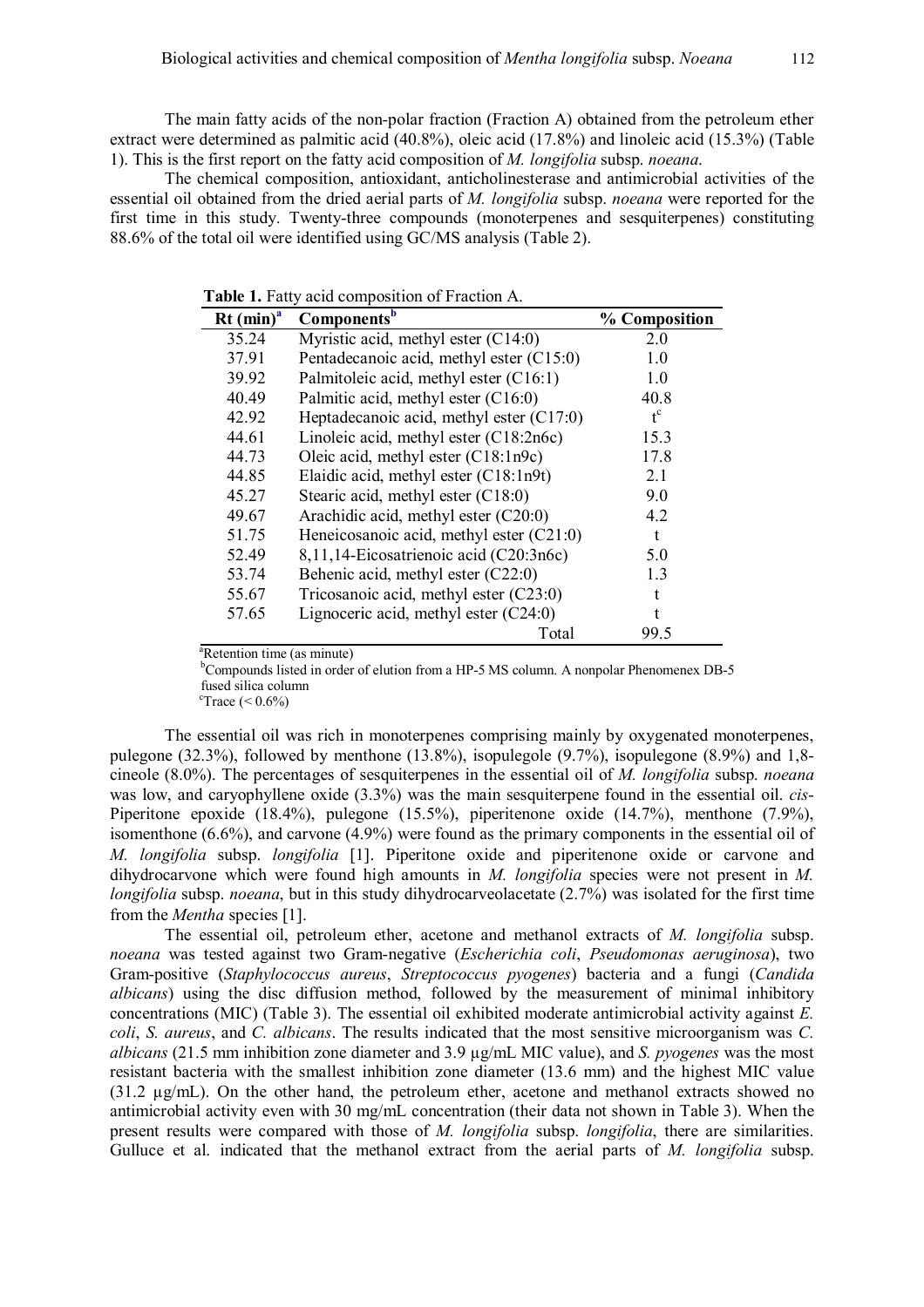The main fatty acids of the non-polar fraction (Fraction A) obtained from the petroleum ether extract were determined as palmitic acid (40.8%), oleic acid (17.8%) and linoleic acid (15.3%) (Table 1). This is the first report on the fatty acid composition of *M. longifolia* subsp. *noeana*.

The chemical composition, antioxidant, anticholinesterase and antimicrobial activities of the essential oil obtained from the dried aerial parts of *M. longifolia* subsp. *noeana* were reported for the first time in this study. Twenty-three compounds (monoterpenes and sesquiterpenes) constituting 88.6% of the total oil were identified using GC/MS analysis (Table 2).

**Table 1.** Fatty acid composition of Fraction A.

| Rt (min)[a] | Components[b] | % Composition |
|---|---|---|
| 35.24 | Myristic acid, methyl ester (C14:0) | 2.0 |
| 37.91 | Pentadecanoic acid, methyl ester (C15:0) | 1.0 |
| 39.92 | Palmitoleic acid, methyl ester (C16:1) | 1.0 |
| 40.49 | Palmitic acid, methyl ester (C16:0) | 40.8 |
| 42.92 | Heptadecanoic acid, methyl ester (C17:0) | t[c] |
| 44.61 | Linoleic acid, methyl ester (C18:2n6c) | 15.3 |
| 44.73 | Oleic acid, methyl ester (C18:1n9c) | 17.8 |
| 44.85 | Elaidic acid, methyl ester (C18:1n9t) | 2.1 |
| 45.27 | Stearic acid, methyl ester (C18:0) | 9.0 |
| 49.67 | Arachidic acid, methyl ester (C20:0) | 4.2 |
| 51.75 | Heneicosanoic acid, methyl ester (C21:0) | t |
| 52.49 | 8,11,14-Eicosatrienoic acid (C20:3n6c) | 5.0 |
| 53.74 | Behenic acid, methyl ester (C22:0) | 1.3 |
| 55.67 | Tricosanoic acid, methyl ester (C23:0) | t |
| 57.65 | Lignoceric acid, methyl ester (C24:0) | t |
| | Total | 99.5 |

[a]Retention time (as minute)
[b]Compounds listed in order of elution from a HP-5 MS column. A nonpolar Phenomenex DB-5 fused silica column
[c]Trace (< 0.6%)

The essential oil was rich in monoterpenes comprising mainly by oxygenated monoterpenes, pulegone (32.3%), followed by menthone (13.8%), isopulegole (9.7%), isopulegone (8.9%) and 1,8-cineole (8.0%). The percentages of sesquiterpenes in the essential oil of *M. longifolia* subsp. *noeana* was low, and caryophyllene oxide (3.3%) was the main sesquiterpene found in the essential oil. *cis*-Piperitone epoxide (18.4%), pulegone (15.5%), piperitenone oxide (14.7%), menthone (7.9%), isomenthone (6.6%), and carvone (4.9%) were found as the primary components in the essential oil of *M. longifolia* subsp. *longifolia* [1]. Piperitone oxide and piperitenone oxide or carvone and dihydrocarvone which were found high amounts in *M. longifolia* species were not present in *M. longifolia* subsp. *noeana*, but in this study dihydrocarveolacetate (2.7%) was isolated for the first time from the *Mentha* species [1].

The essential oil, petroleum ether, acetone and methanol extracts of *M. longifolia* subsp. *noeana* was tested against two Gram-negative (*Escherichia coli*, *Pseudomonas aeruginosa*), two Gram-positive (*Staphylococcus aureus*, *Streptococcus pyogenes*) bacteria and a fungi (*Candida albicans*) using the disc diffusion method, followed by the measurement of minimal inhibitory concentrations (MIC) (Table 3). The essential oil exhibited moderate antimicrobial activity against *E. coli*, *S. aureus*, and *C. albicans*. The results indicated that the most sensitive microorganism was *C. albicans* (21.5 mm inhibition zone diameter and 3.9 µg/mL MIC value), and *S. pyogenes* was the most resistant bacteria with the smallest inhibition zone diameter (13.6 mm) and the highest MIC value (31.2 µg/mL). On the other hand, the petroleum ether, acetone and methanol extracts showed no antimicrobial activity even with 30 mg/mL concentration (their data not shown in Table 3). When the present results were compared with those of *M. longifolia* subsp. *longifolia*, there are similarities. Gulluce et al. indicated that the methanol extract from the aerial parts of *M. longifolia* subsp.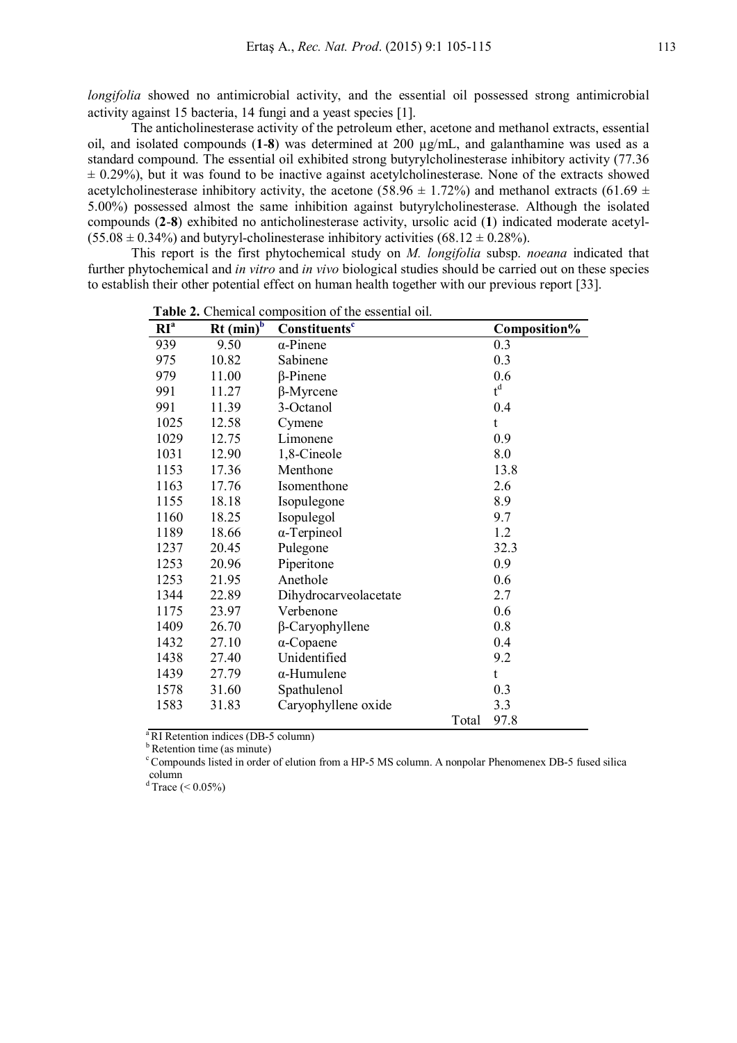*longifolia* showed no antimicrobial activity, and the essential oil possessed strong antimicrobial activity against 15 bacteria, 14 fungi and a yeast species [1].

The anticholinesterase activity of the petroleum ether, acetone and methanol extracts, essential oil, and isolated compounds (**1**-**8**) was determined at 200 µg/mL, and galanthamine was used as a standard compound. The essential oil exhibited strong butyrylcholinesterase inhibitory activity (77.36 ± 0.29%), but it was found to be inactive against acetylcholinesterase. None of the extracts showed acetylcholinesterase inhibitory activity, the acetone (58.96 ± 1.72%) and methanol extracts (61.69 ± 5.00%) possessed almost the same inhibition against butyrylcholinesterase. Although the isolated compounds (**2**-**8**) exhibited no anticholinesterase activity, ursolic acid (**1**) indicated moderate acetyl- (55.08 ± 0.34%) and butyryl-cholinesterase inhibitory activities (68.12 ± 0.28%).

This report is the first phytochemical study on *M. longifolia* subsp. *noeana* indicated that further phytochemical and *in vitro* and *in vivo* biological studies should be carried out on these species to establish their other potential effect on human health together with our previous report [33].

**Table 2.** Chemical composition of the essential oil.

| RI[a] | Rt (min)[b] | Constituents[c] | Composition% |
|---|---|---|---|
| 939 | 9.50 | α-Pinene | 0.3 |
| 975 | 10.82 | Sabinene | 0.3 |
| 979 | 11.00 | β-Pinene | 0.6 |
| 991 | 11.27 | β-Myrcene | t[d] |
| 991 | 11.39 | 3-Octanol | 0.4 |
| 1025 | 12.58 | Cymene | t |
| 1029 | 12.75 | Limonene | 0.9 |
| 1031 | 12.90 | 1,8-Cineole | 8.0 |
| 1153 | 17.36 | Menthone | 13.8 |
| 1163 | 17.76 | Isomenthone | 2.6 |
| 1155 | 18.18 | Isopulegone | 8.9 |
| 1160 | 18.25 | Isopulegol | 9.7 |
| 1189 | 18.66 | α-Terpineol | 1.2 |
| 1237 | 20.45 | Pulegone | 32.3 |
| 1253 | 20.96 | Piperitone | 0.9 |
| 1253 | 21.95 | Anethole | 0.6 |
| 1344 | 22.89 | Dihydrocarveolacetate | 2.7 |
| 1175 | 23.97 | Verbenone | 0.6 |
| 1409 | 26.70 | β-Caryophyllene | 0.8 |
| 1432 | 27.10 | α-Copaene | 0.4 |
| 1438 | 27.40 | Unidentified | 9.2 |
| 1439 | 27.79 | α-Humulene | t |
| 1578 | 31.60 | Spathulenol | 0.3 |
| 1583 | 31.83 | Caryophyllene oxide | 3.3 |
| | | Total | 97.8 |

[a] RI Retention indices (DB-5 column)
[b] Retention time (as minute)
[c] Compounds listed in order of elution from a HP-5 MS column. A nonpolar Phenomenex DB-5 fused silica column
[d] Trace (< 0.05%)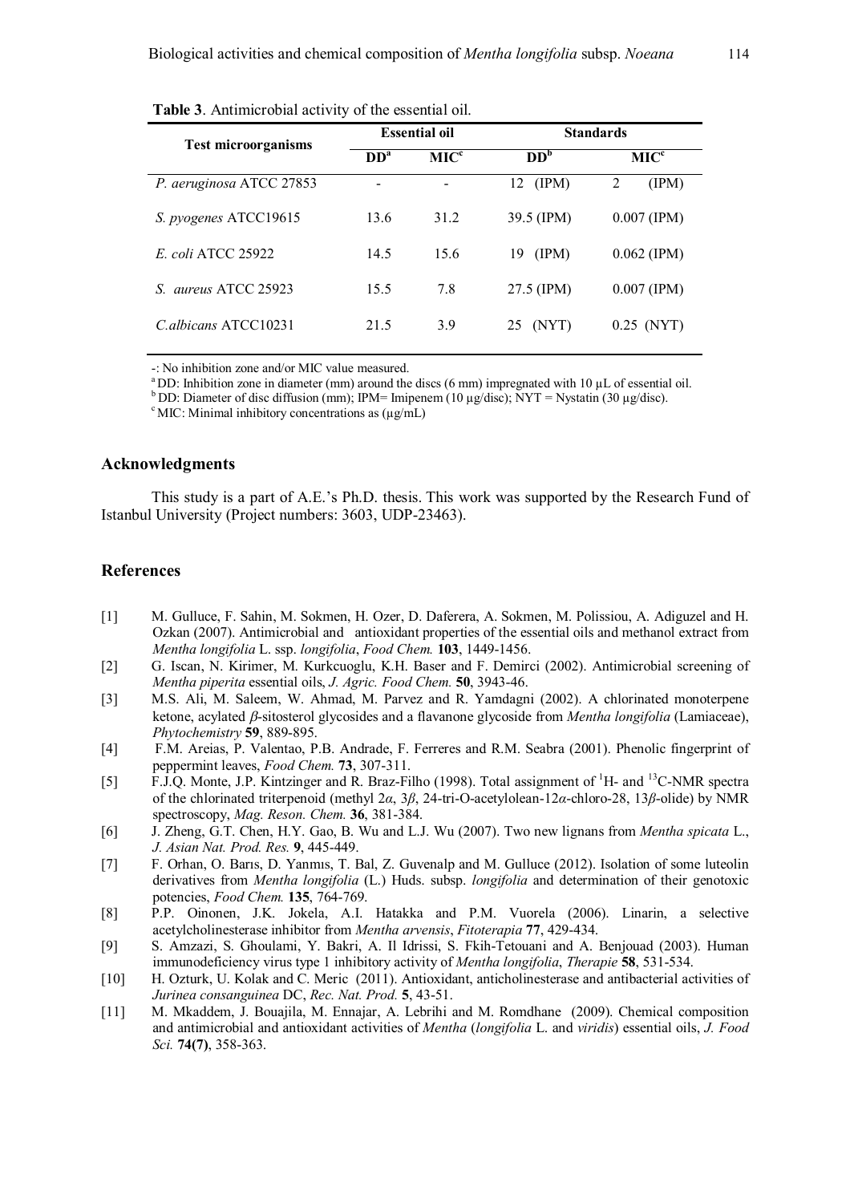**Table 3**. Antimicrobial activity of the essential oil.

| Test microorganisms | Essential oil | | Standards | |
|---|---|---|---|---|
| | DD[a] | MIC[c] | DD[b] | MIC[c] |
| *P. aeruginosa* ATCC 27853 | - | - | 12 (IPM) | 2 (IPM) |
| *S. pyogenes* ATCC19615 | 13.6 | 31.2 | 39.5 (IPM) | 0.007 (IPM) |
| *E. coli* ATCC 25922 | 14.5 | 15.6 | 19 (IPM) | 0.062 (IPM) |
| *S. aureus* ATCC 25923 | 15.5 | 7.8 | 27.5 (IPM) | 0.007 (IPM) |
| *C.albicans* ATCC10231 | 21.5 | 3.9 | 25 (NYT) | 0.25 (NYT) |

-: No inhibition zone and/or MIC value measured.

[a] DD: Inhibition zone in diameter (mm) around the discs (6 mm) impregnated with 10 µL of essential oil.

[b] DD: Diameter of disc diffusion (mm); IPM= Imipenem (10 µg/disc); NYT = Nystatin (30 µg/disc).

[c] MIC: Minimal inhibitory concentrations as (µg/mL)

## Acknowledgments

This study is a part of A.E.'s Ph.D. thesis. This work was supported by the Research Fund of Istanbul University (Project numbers: 3603, UDP-23463).

## References

[1] M. Gulluce, F. Sahin, M. Sokmen, H. Ozer, D. Daferera, A. Sokmen, M. Polissiou, A. Adiguzel and H. Ozkan (2007). Antimicrobial and antioxidant properties of the essential oils and methanol extract from *Mentha longifolia* L. ssp. *longifolia*, *Food Chem.* **103**, 1449-1456.

[2] G. Iscan, N. Kirimer, M. Kurkcuoglu, K.H. Baser and F. Demirci (2002). Antimicrobial screening of *Mentha piperita* essential oils, *J. Agric. Food Chem.* **50**, 3943-46.

[3] M.S. Ali, M. Saleem, W. Ahmad, M. Parvez and R. Yamdagni (2002). A chlorinated monoterpene ketone, acylated *β*-sitosterol glycosides and a flavanone glycoside from *Mentha longifolia* (Lamiaceae), *Phytochemistry* **59**, 889-895.

[4] F.M. Areias, P. Valentao, P.B. Andrade, F. Ferreres and R.M. Seabra (2001). Phenolic fingerprint of peppermint leaves, *Food Chem.* **73**, 307-311.

[5] F.J.Q. Monte, J.P. Kintzinger and R. Braz-Filho (1998). Total assignment of $^1$H- and $^{13}$C-NMR spectra of the chlorinated triterpenoid (methyl 2*α*, 3*β*, 24-tri-O-acetylolean-12*α*-chloro-28, 13*β*-olide) by NMR spectroscopy, *Mag. Reson. Chem.* **36**, 381-384.

[6] J. Zheng, G.T. Chen, H.Y. Gao, B. Wu and L.J. Wu (2007). Two new lignans from *Mentha spicata* L., *J. Asian Nat. Prod. Res.* **9**, 445-449.

[7] F. Orhan, O. Barıs, D. Yanmıs, T. Bal, Z. Guvenalp and M. Gulluce (2012). Isolation of some luteolin derivatives from *Mentha longifolia* (L.) Huds. subsp. *longifolia* and determination of their genotoxic potencies, *Food Chem.* **135**, 764-769.

[8] P.P. Oinonen, J.K. Jokela, A.I. Hatakka and P.M. Vuorela (2006). Linarin, a selective acetylcholinesterase inhibitor from *Mentha arvensis*, *Fitoterapia* **77**, 429-434.

[9] S. Amzazi, S. Ghoulami, Y. Bakri, A. Il Idrissi, S. Fkih-Tetouani and A. Benjouad (2003). Human immunodeficiency virus type 1 inhibitory activity of *Mentha longifolia*, *Therapie* **58**, 531-534.

[10] H. Ozturk, U. Kolak and C. Meric (2011). Antioxidant, anticholinesterase and antibacterial activities of *Jurinea consanguinea* DC, *Rec. Nat. Prod.* **5**, 43-51.

[11] M. Mkaddem, J. Bouajila, M. Ennajar, A. Lebrihi and M. Romdhane (2009). Chemical composition and antimicrobial and antioxidant activities of *Mentha* (*longifolia* L. and *viridis*) essential oils, *J. Food Sci.* **74(7)**, 358-363.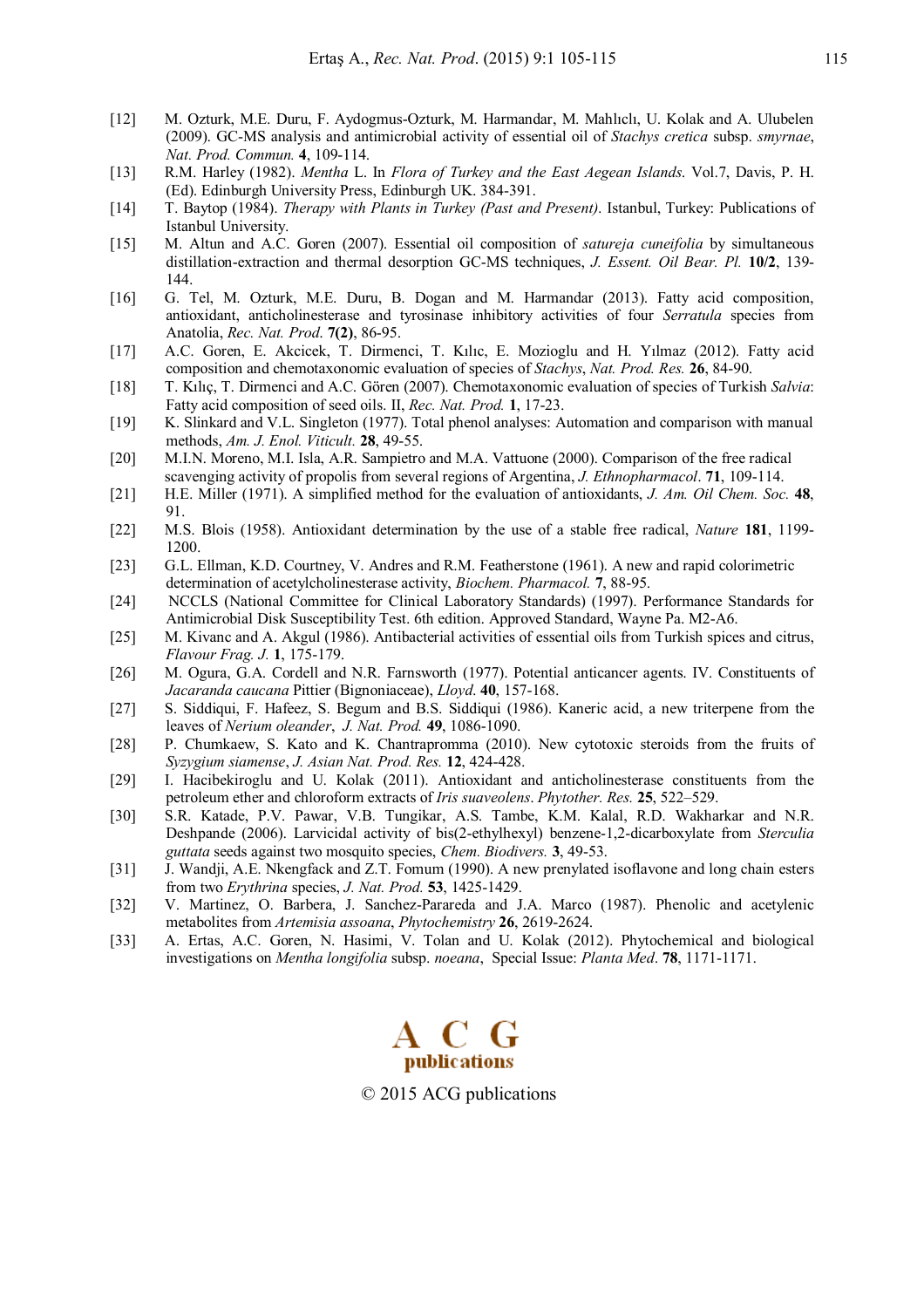[12] M. Ozturk, M.E. Duru, F. Aydogmus-Ozturk, M. Harmandar, M. Mahlıclı, U. Kolak and A. Ulubelen (2009). GC-MS analysis and antimicrobial activity of essential oil of *Stachys cretica* subsp. *smyrnae*, *Nat. Prod. Commun.* **4**, 109-114.

[13] R.M. Harley (1982). *Mentha* L. In *Flora of Turkey and the East Aegean Islands*. Vol.7, Davis, P. H. (Ed). Edinburgh University Press, Edinburgh UK. 384-391.

[14] T. Baytop (1984). *Therapy with Plants in Turkey (Past and Present)*. Istanbul, Turkey: Publications of Istanbul University.

[15] M. Altun and A.C. Goren (2007). Essential oil composition of *satureja cuneifolia* by simultaneous distillation-extraction and thermal desorption GC-MS techniques, *J. Essent. Oil Bear. Pl.* **10/2**, 139-144.

[16] G. Tel, M. Ozturk, M.E. Duru, B. Dogan and M. Harmandar (2013). Fatty acid composition, antioxidant, anticholinesterase and tyrosinase inhibitory activities of four *Serratula* species from Anatolia, *Rec. Nat. Prod.* **7(2)**, 86-95.

[17] A.C. Goren, E. Akcicek, T. Dirmenci, T. Kılıc, E. Mozioglu and H. Yılmaz (2012). Fatty acid composition and chemotaxonomic evaluation of species of *Stachys*, *Nat. Prod. Res.* **26**, 84-90.

[18] T. Kılıç, T. Dirmenci and A.C. Gören (2007). Chemotaxonomic evaluation of species of Turkish *Salvia*: Fatty acid composition of seed oils. II, *Rec. Nat. Prod.* **1**, 17-23.

[19] K. Slinkard and V.L. Singleton (1977). Total phenol analyses: Automation and comparison with manual methods, *Am. J. Enol. Viticult.* **28**, 49-55.

[20] M.I.N. Moreno, M.I. Isla, A.R. Sampietro and M.A. Vattuone (2000). Comparison of the free radical scavenging activity of propolis from several regions of Argentina, *J. Ethnopharmacol*. **71**, 109-114.

[21] H.E. Miller (1971). A simplified method for the evaluation of antioxidants, *J. Am. Oil Chem. Soc.* **48**, 91.

[22] M.S. Blois (1958). Antioxidant determination by the use of a stable free radical, *Nature* **181**, 1199-1200.

[23] G.L. Ellman, K.D. Courtney, V. Andres and R.M. Featherstone (1961). A new and rapid colorimetric determination of acetylcholinesterase activity, *Biochem. Pharmacol.* **7**, 88-95.

[24] NCCLS (National Committee for Clinical Laboratory Standards) (1997). Performance Standards for Antimicrobial Disk Susceptibility Test. 6th edition. Approved Standard, Wayne Pa. M2-A6.

[25] M. Kivanc and A. Akgul (1986). Antibacterial activities of essential oils from Turkish spices and citrus, *Flavour Frag. J.* **1**, 175-179.

[26] M. Ogura, G.A. Cordell and N.R. Farnsworth (1977). Potential anticancer agents. IV. Constituents of *Jacaranda caucana* Pittier (Bignoniaceae), *Lloyd*. **40**, 157-168.

[27] S. Siddiqui, F. Hafeez, S. Begum and B.S. Siddiqui (1986). Kaneric acid, a new triterpene from the leaves of *Nerium oleander*, *J. Nat. Prod.* **49**, 1086-1090.

[28] P. Chumkaew, S. Kato and K. Chantrapromma (2010). New cytotoxic steroids from the fruits of *Syzygium siamense*, *J. Asian Nat. Prod. Res.* **12**, 424-428.

[29] I. Hacibekiroglu and U. Kolak (2011). Antioxidant and anticholinesterase constituents from the petroleum ether and chloroform extracts of *Iris suaveolens*. *Phytother. Res.* **25**, 522–529.

[30] S.R. Katade, P.V. Pawar, V.B. Tungikar, A.S. Tambe, K.M. Kalal, R.D. Wakharkar and N.R. Deshpande (2006). Larvicidal activity of bis(2-ethylhexyl) benzene-1,2-dicarboxylate from *Sterculia guttata* seeds against two mosquito species, *Chem. Biodivers.* **3**, 49-53.

[31] J. Wandji, A.E. Nkengfack and Z.T. Fomum (1990). A new prenylated isoflavone and long chain esters from two *Erythrina* species, *J. Nat. Prod.* **53**, 1425-1429.

[32] V. Martinez, O. Barbera, J. Sanchez-Parareda and J.A. Marco (1987). Phenolic and acetylenic metabolites from *Artemisia assoana*, *Phytochemistry* **26**, 2619-2624.

[33] A. Ertas, A.C. Goren, N. Hasimi, V. Tolan and U. Kolak (2012). Phytochemical and biological investigations on *Mentha longifolia* subsp. *noeana*, Special Issue: *Planta Med*. **78**, 1171-1171.

A C G publications

© 2015 ACG publications